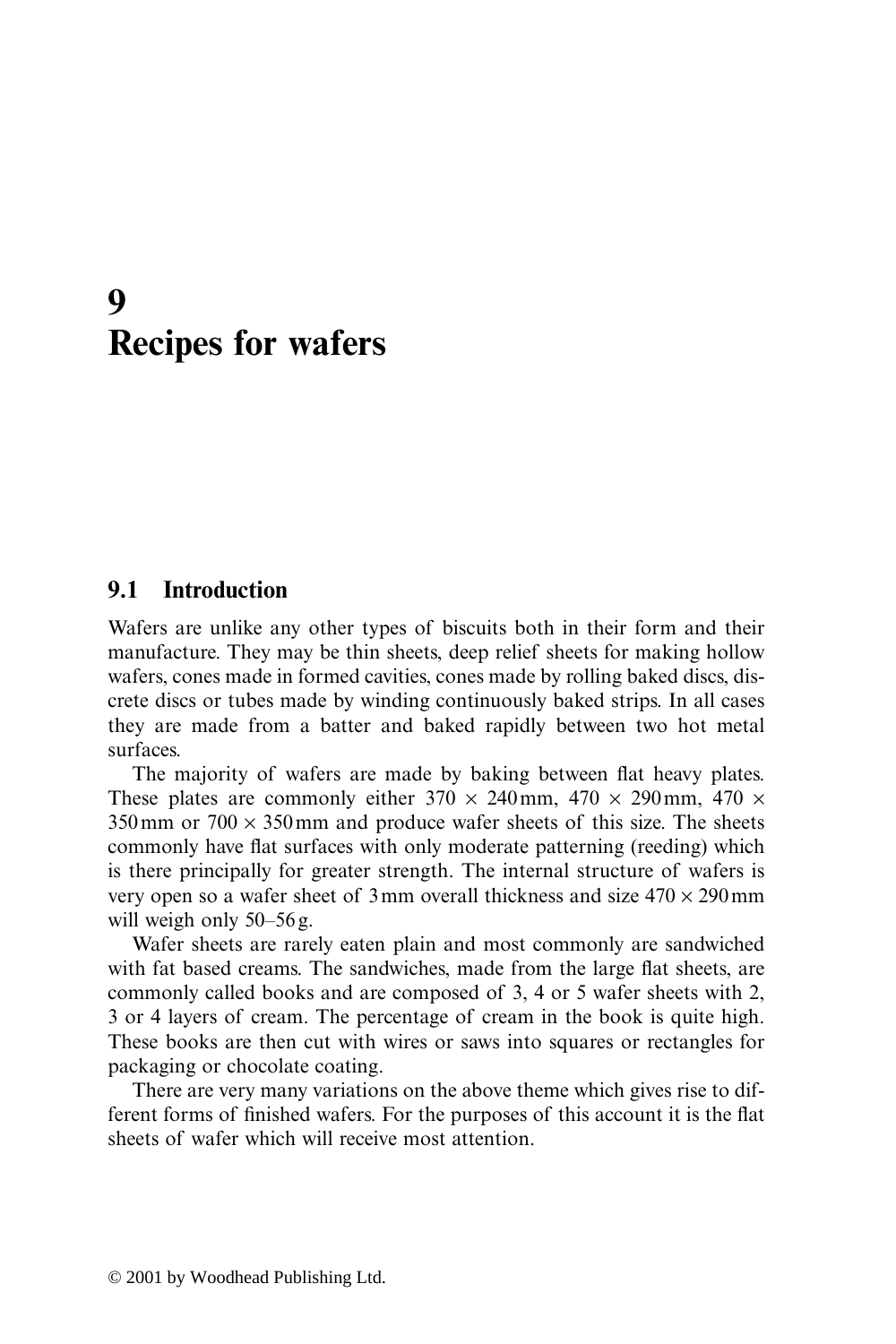# 9 Recipes for wafers

## 9.1 Introduction

Wafers are unlike any other types of biscuits both in their form and their manufacture. They may be thin sheets, deep relief sheets for making hollow wafers, cones made in formed cavities, cones made by rolling baked discs, discrete discs or tubes made by winding continuously baked strips. In all cases they are made from a batter and baked rapidly between two hot metal surfaces.

The majority of wafers are made by baking between flat heavy plates. These plates are commonly either 370 × 240 mm, 470 × 290 mm, 470 × 350 mm or 700 × 350 mm and produce wafer sheets of this size. The sheets commonly have flat surfaces with only moderate patterning (reeding) which is there principally for greater strength. The internal structure of wafers is very open so a wafer sheet of 3 mm overall thickness and size 470 × 290 mm will weigh only 50–56 g.

Wafer sheets are rarely eaten plain and most commonly are sandwiched with fat based creams. The sandwiches, made from the large flat sheets, are commonly called books and are composed of 3, 4 or 5 wafer sheets with 2, 3 or 4 layers of cream. The percentage of cream in the book is quite high. These books are then cut with wires or saws into squares or rectangles for packaging or chocolate coating.

There are very many variations on the above theme which gives rise to different forms of finished wafers. For the purposes of this account it is the flat sheets of wafer which will receive most attention.

© 2001 by Woodhead Publishing Ltd.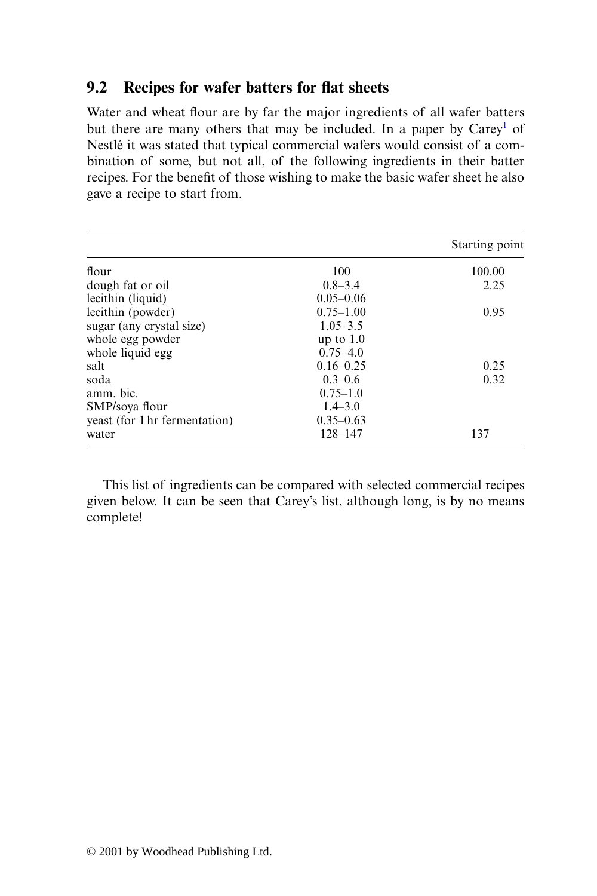## 9.2 Recipes for wafer batters for flat sheets

Water and wheat flour are by far the major ingredients of all wafer batters but there are many others that may be included. In a paper by Carey[1] of Nestlé it was stated that typical commercial wafers would consist of a combination of some, but not all, of the following ingredients in their batter recipes. For the benefit of those wishing to make the basic wafer sheet he also gave a recipe to start from.

| | | Starting point |
|---|---|---|
| flour | 100 | 100.00 |
| dough fat or oil | 0.8–3.4 | 2.25 |
| lecithin (liquid) | 0.05–0.06 | |
| lecithin (powder) | 0.75–1.00 | 0.95 |
| sugar (any crystal size) | 1.05–3.5 | |
| whole egg powder | up to 1.0 | |
| whole liquid egg | 0.75–4.0 | |
| salt | 0.16–0.25 | 0.25 |
| soda | 0.3–0.6 | 0.32 |
| amm. bic. | 0.75–1.0 | |
| SMP/soya flour | 1.4–3.0 | |
| yeast (for 1 hr fermentation) | 0.35–0.63 | |
| water | 128–147 | 137 |

This list of ingredients can be compared with selected commercial recipes given below. It can be seen that Carey's list, although long, is by no means complete!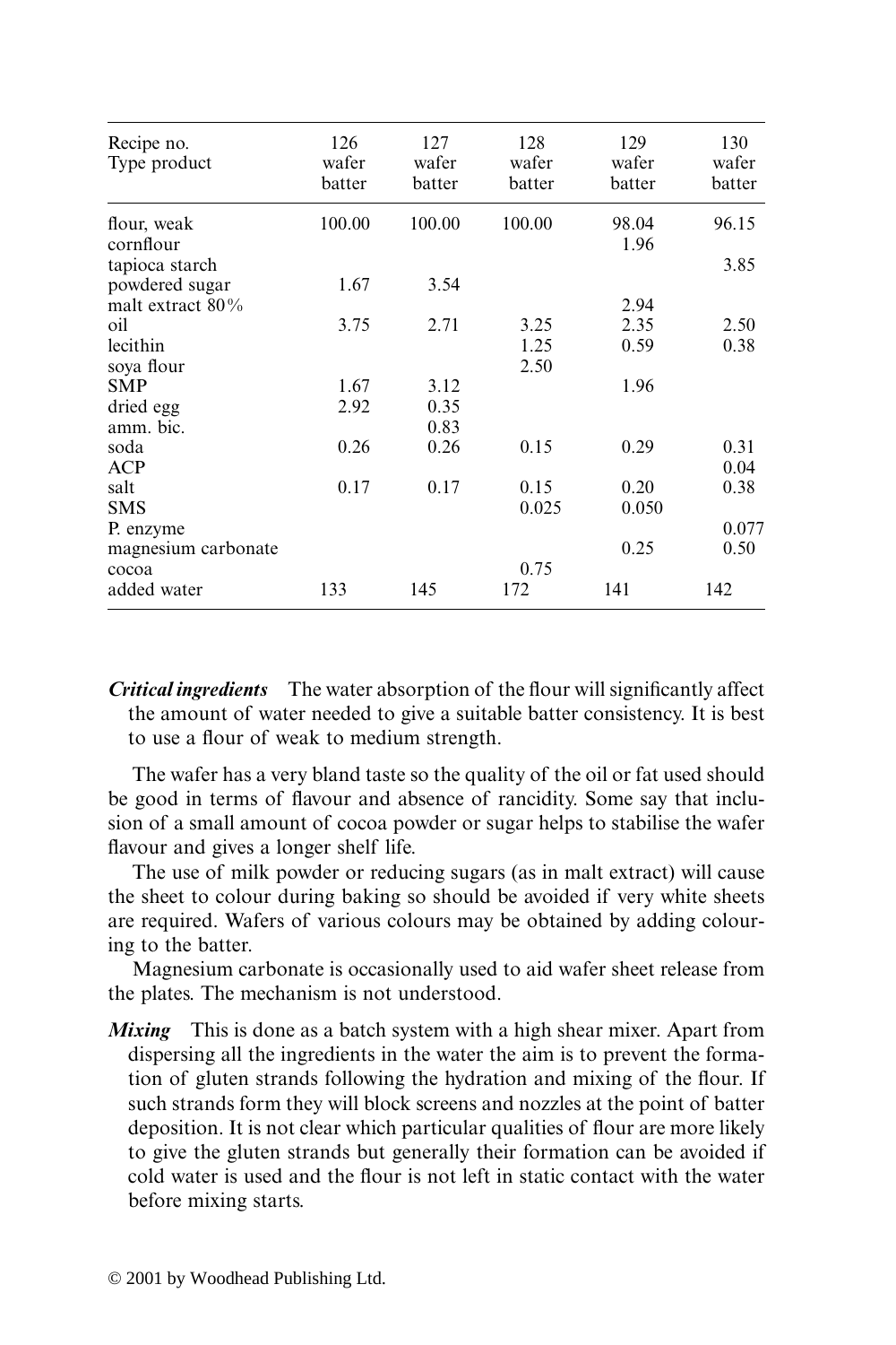| Recipe no.<br>Type product | 126<br>wafer<br>batter | 127<br>wafer<br>batter | 128<br>wafer<br>batter | 129<br>wafer<br>batter | 130<br>wafer<br>batter |
|---|---|---|---|---|---|
| flour, weak | 100.00 | 100.00 | 100.00 | 98.04 | 96.15 |
| cornflour | | | | 1.96 | |
| tapioca starch | | | | | 3.85 |
| powdered sugar | 1.67 | 3.54 | | | |
| malt extract 80% | | | | 2.94 | |
| oil | 3.75 | 2.71 | 3.25 | 2.35 | 2.50 |
| lecithin | | | 1.25 | 0.59 | 0.38 |
| soya flour | | | 2.50 | | |
| SMP | 1.67 | 3.12 | | 1.96 | |
| dried egg | 2.92 | 0.35 | | | |
| amm. bic. | | 0.83 | | | |
| soda | 0.26 | 0.26 | 0.15 | 0.29 | 0.31 |
| ACP | | | | | 0.04 |
| salt | 0.17 | 0.17 | 0.15 | 0.20 | 0.38 |
| SMS | | | 0.025 | 0.050 | |
| P. enzyme | | | | | 0.077 |
| magnesium carbonate | | | | 0.25 | 0.50 |
| cocoa | | | 0.75 | | |
| added water | 133 | 145 | 172 | 141 | 142 |

***Critical ingredients*** The water absorption of the flour will significantly affect the amount of water needed to give a suitable batter consistency. It is best to use a flour of weak to medium strength.

The wafer has a very bland taste so the quality of the oil or fat used should be good in terms of flavour and absence of rancidity. Some say that inclusion of a small amount of cocoa powder or sugar helps to stabilise the wafer flavour and gives a longer shelf life.

The use of milk powder or reducing sugars (as in malt extract) will cause the sheet to colour during baking so should be avoided if very white sheets are required. Wafers of various colours may be obtained by adding colouring to the batter.

Magnesium carbonate is occasionally used to aid wafer sheet release from the plates. The mechanism is not understood.

***Mixing*** This is done as a batch system with a high shear mixer. Apart from dispersing all the ingredients in the water the aim is to prevent the formation of gluten strands following the hydration and mixing of the flour. If such strands form they will block screens and nozzles at the point of batter deposition. It is not clear which particular qualities of flour are more likely to give the gluten strands but generally their formation can be avoided if cold water is used and the flour is not left in static contact with the water before mixing starts.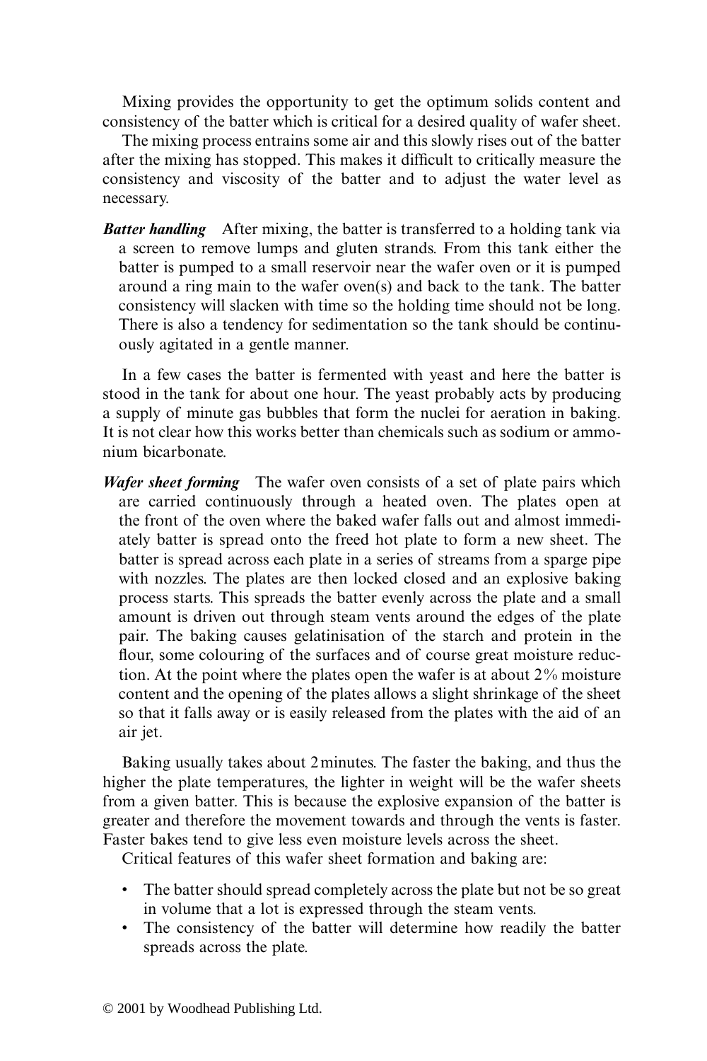Mixing provides the opportunity to get the optimum solids content and consistency of the batter which is critical for a desired quality of wafer sheet.

The mixing process entrains some air and this slowly rises out of the batter after the mixing has stopped. This makes it difficult to critically measure the consistency and viscosity of the batter and to adjust the water level as necessary.

***Batter handling*** After mixing, the batter is transferred to a holding tank via a screen to remove lumps and gluten strands. From this tank either the batter is pumped to a small reservoir near the wafer oven or it is pumped around a ring main to the wafer oven(s) and back to the tank. The batter consistency will slacken with time so the holding time should not be long. There is also a tendency for sedimentation so the tank should be continuously agitated in a gentle manner.

In a few cases the batter is fermented with yeast and here the batter is stood in the tank for about one hour. The yeast probably acts by producing a supply of minute gas bubbles that form the nuclei for aeration in baking. It is not clear how this works better than chemicals such as sodium or ammonium bicarbonate.

***Wafer sheet forming*** The wafer oven consists of a set of plate pairs which are carried continuously through a heated oven. The plates open at the front of the oven where the baked wafer falls out and almost immediately batter is spread onto the freed hot plate to form a new sheet. The batter is spread across each plate in a series of streams from a sparge pipe with nozzles. The plates are then locked closed and an explosive baking process starts. This spreads the batter evenly across the plate and a small amount is driven out through steam vents around the edges of the plate pair. The baking causes gelatinisation of the starch and protein in the flour, some colouring of the surfaces and of course great moisture reduction. At the point where the plates open the wafer is at about 2% moisture content and the opening of the plates allows a slight shrinkage of the sheet so that it falls away or is easily released from the plates with the aid of an air jet.

Baking usually takes about 2 minutes. The faster the baking, and thus the higher the plate temperatures, the lighter in weight will be the wafer sheets from a given batter. This is because the explosive expansion of the batter is greater and therefore the movement towards and through the vents is faster. Faster bakes tend to give less even moisture levels across the sheet.

Critical features of this wafer sheet formation and baking are:

- The batter should spread completely across the plate but not be so great in volume that a lot is expressed through the steam vents.
- The consistency of the batter will determine how readily the batter spreads across the plate.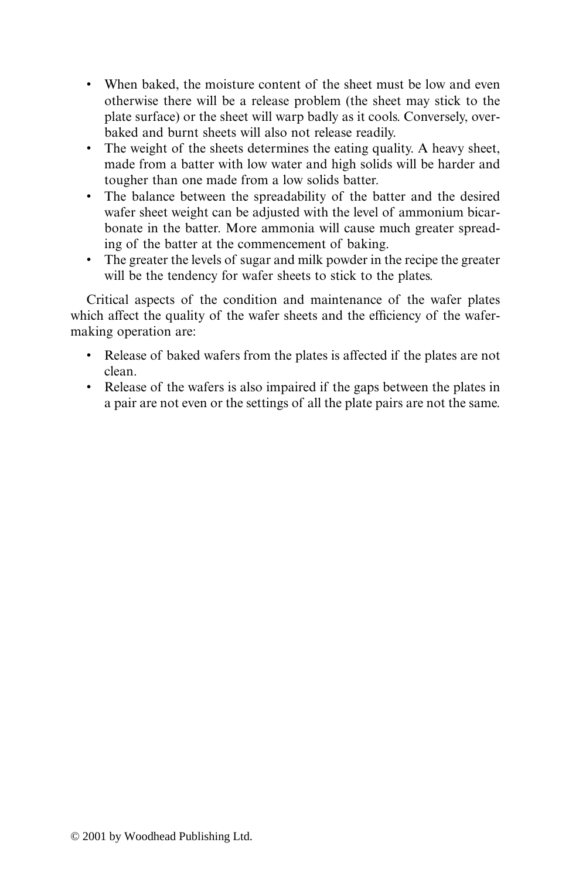- When baked, the moisture content of the sheet must be low and even otherwise there will be a release problem (the sheet may stick to the plate surface) or the sheet will warp badly as it cools. Conversely, over-baked and burnt sheets will also not release readily.
- The weight of the sheets determines the eating quality. A heavy sheet, made from a batter with low water and high solids will be harder and tougher than one made from a low solids batter.
- The balance between the spreadability of the batter and the desired wafer sheet weight can be adjusted with the level of ammonium bicarbonate in the batter. More ammonia will cause much greater spreading of the batter at the commencement of baking.
- The greater the levels of sugar and milk powder in the recipe the greater will be the tendency for wafer sheets to stick to the plates.

Critical aspects of the condition and maintenance of the wafer plates which affect the quality of the wafer sheets and the efficiency of the wafer-making operation are:

- Release of baked wafers from the plates is affected if the plates are not clean.
- Release of the wafers is also impaired if the gaps between the plates in a pair are not even or the settings of all the plate pairs are not the same.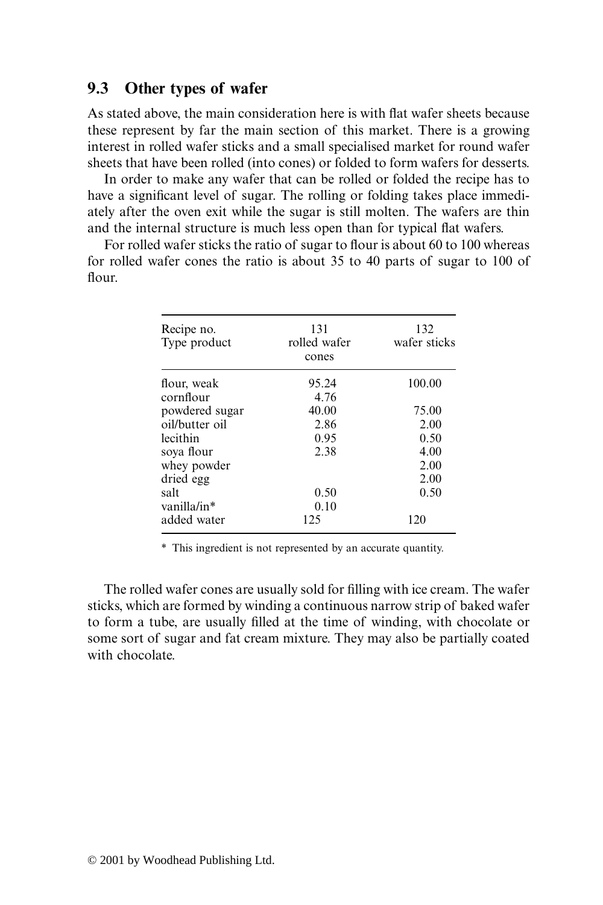## 9.3 Other types of wafer

As stated above, the main consideration here is with flat wafer sheets because these represent by far the main section of this market. There is a growing interest in rolled wafer sticks and a small specialised market for round wafer sheets that have been rolled (into cones) or folded to form wafers for desserts.

In order to make any wafer that can be rolled or folded the recipe has to have a significant level of sugar. The rolling or folding takes place immediately after the oven exit while the sugar is still molten. The wafers are thin and the internal structure is much less open than for typical flat wafers.

For rolled wafer sticks the ratio of sugar to flour is about 60 to 100 whereas for rolled wafer cones the ratio is about 35 to 40 parts of sugar to 100 of flour.

| Recipe no.<br>Type product | 131<br>rolled wafer cones | 132<br>wafer sticks |
|---|---|---|
| flour, weak | 95.24 | 100.00 |
| cornflour | 4.76 | |
| powdered sugar | 40.00 | 75.00 |
| oil/butter oil | 2.86 | 2.00 |
| lecithin | 0.95 | 0.50 |
| soya flour | 2.38 | 4.00 |
| whey powder | | 2.00 |
| dried egg | | 2.00 |
| salt | 0.50 | 0.50 |
| vanilla/in* | 0.10 | |
| added water | 125 | 120 |

\* This ingredient is not represented by an accurate quantity.

The rolled wafer cones are usually sold for filling with ice cream. The wafer sticks, which are formed by winding a continuous narrow strip of baked wafer to form a tube, are usually filled at the time of winding, with chocolate or some sort of sugar and fat cream mixture. They may also be partially coated with chocolate.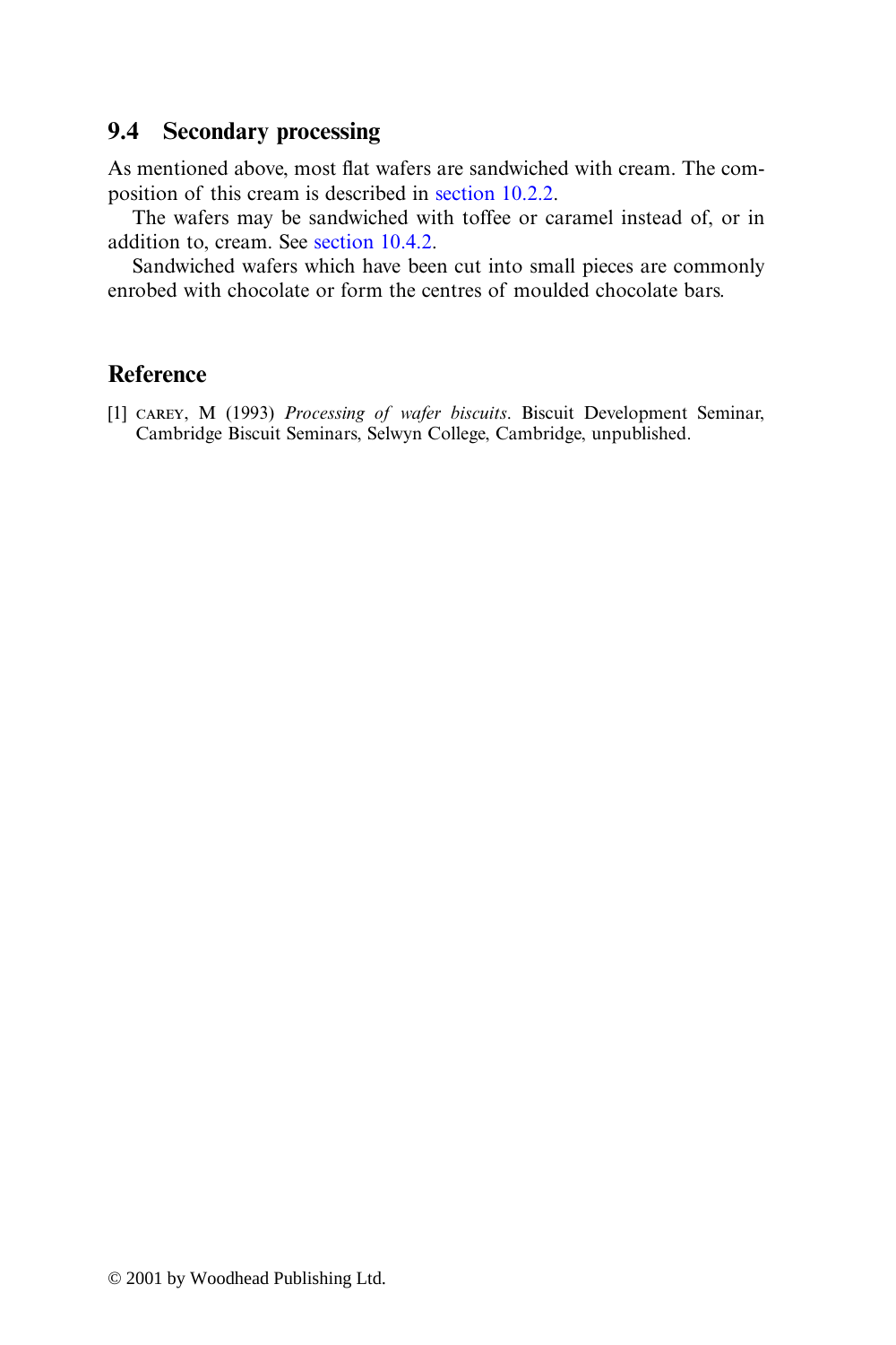## 9.4 Secondary processing

As mentioned above, most flat wafers are sandwiched with cream. The composition of this cream is described in section 10.2.2.

The wafers may be sandwiched with toffee or caramel instead of, or in addition to, cream. See section 10.4.2.

Sandwiched wafers which have been cut into small pieces are commonly enrobed with chocolate or form the centres of moulded chocolate bars.

## Reference

[1] CAREY, M (1993) *Processing of wafer biscuits*. Biscuit Development Seminar, Cambridge Biscuit Seminars, Selwyn College, Cambridge, unpublished.

© 2001 by Woodhead Publishing Ltd.